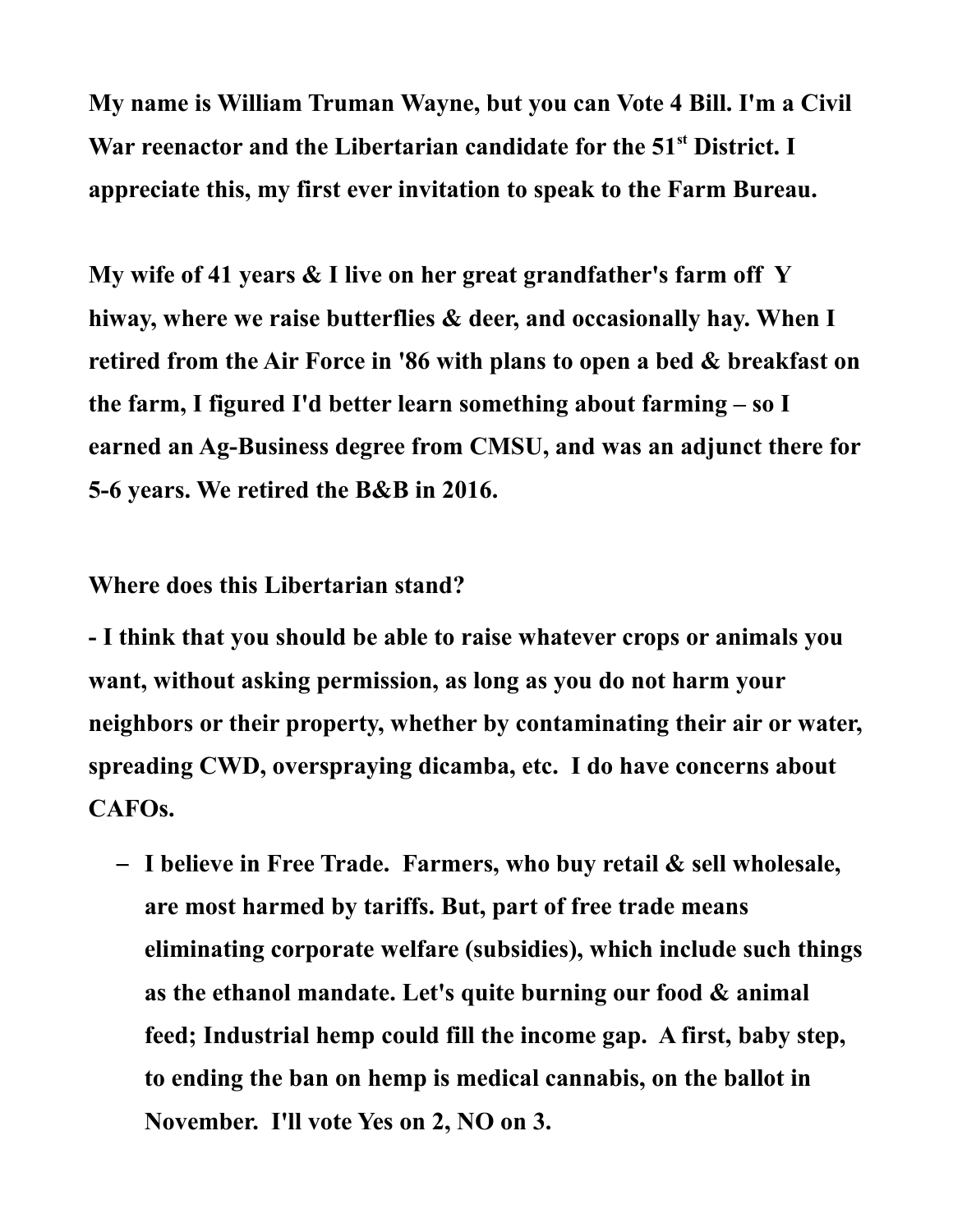**My name is William Truman Wayne, but you can Vote 4 Bill. I'm a Civil War reenactor and the Libertarian candidate for the 51st District. I appreciate this, my first ever invitation to speak to the Farm Bureau.**

**My wife of 41 years & I live on her great grandfather's farm off Y hiway, where we raise butterflies & deer, and occasionally hay. When I retired from the Air Force in '86 with plans to open a bed & breakfast on the farm, I figured I'd better learn something about farming – so I earned an Ag-Business degree from CMSU, and was an adjunct there for 5-6 years. We retired the B&B in 2016.**

**Where does this Libertarian stand?**

**- I think that you should be able to raise whatever crops or animals you want, without asking permission, as long as you do not harm your neighbors or their property, whether by contaminating their air or water, spreading CWD, overspraying dicamba, etc. I do have concerns about CAFOs.**

- **I believe in Free Trade. Farmers, who buy retail & sell wholesale, are most harmed by tariffs. But, part of free trade means eliminating corporate welfare (subsidies), which include such things as the ethanol mandate. Let's quite burning our food & animal feed; Industrial hemp could fill the income gap. A first, baby step, to ending the ban on hemp is medical cannabis, on the ballot in November. I'll vote Yes on 2, NO on 3.**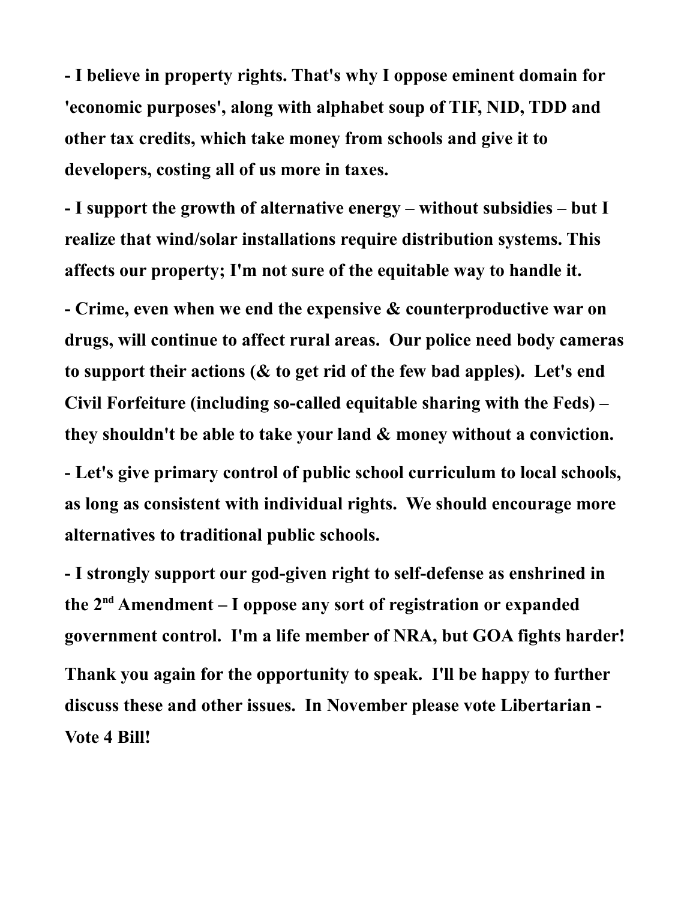**- I believe in property rights. That's why I oppose eminent domain for 'economic purposes', along with alphabet soup of TIF, NID, TDD and other tax credits, which take money from schools and give it to developers, costing all of us more in taxes.**

**- I support the growth of alternative energy – without subsidies – but I realize that wind/solar installations require distribution systems. This affects our property; I'm not sure of the equitable way to handle it.**

**- Crime, even when we end the expensive & counterproductive war on drugs, will continue to affect rural areas. Our police need body cameras to support their actions (& to get rid of the few bad apples). Let's end Civil Forfeiture (including so-called equitable sharing with the Feds) – they shouldn't be able to take your land & money without a conviction.**

**- Let's give primary control of public school curriculum to local schools, as long as consistent with individual rights. We should encourage more alternatives to traditional public schools.**

**- I strongly support our god-given right to self-defense as enshrined in the 2nd Amendment – I oppose any sort of registration or expanded government control. I'm a life member of NRA, but GOA fights harder!**

**Thank you again for the opportunity to speak. I'll be happy to further discuss these and other issues. In November please vote Libertarian - Vote 4 Bill!**